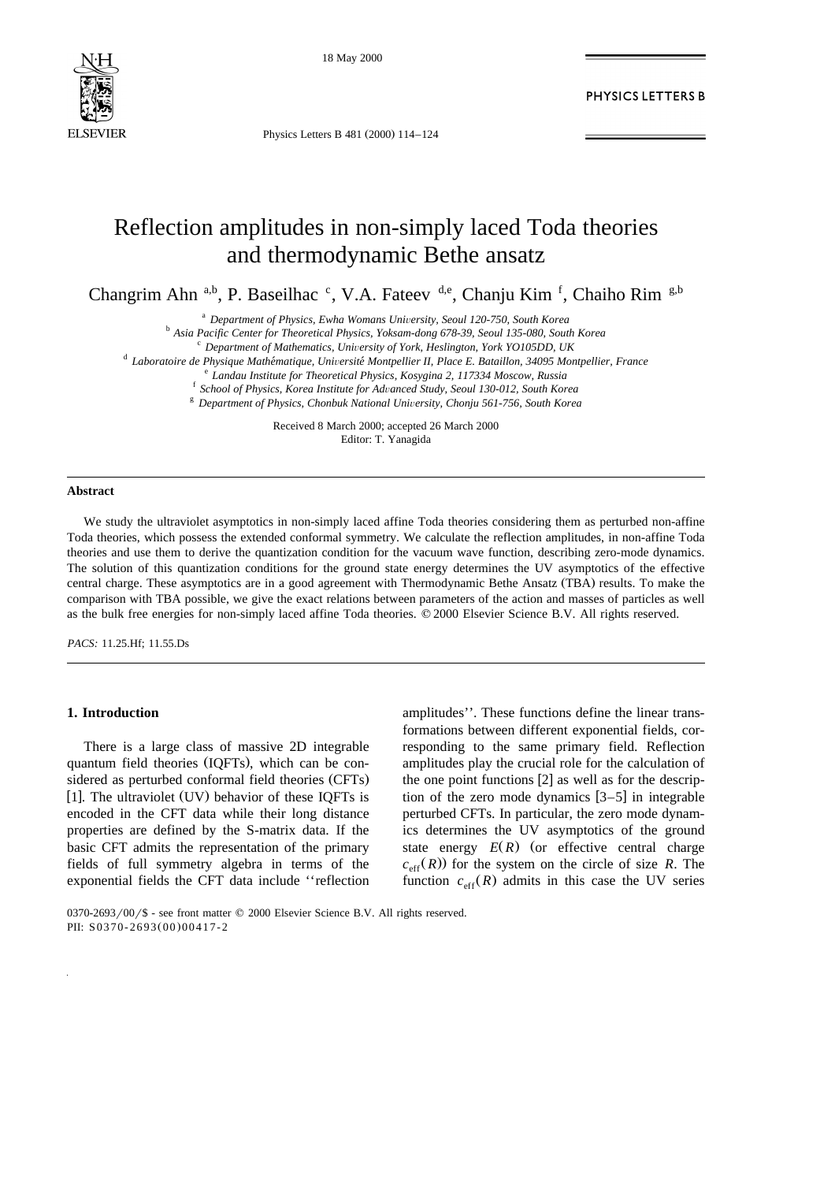# Reflection amplitudes in non-simply laced Toda theories and thermodynamic Bethe ansatz

Changrim Ahn [a,b], P. Baseilhac [c], V.A. Fateev [d,e], Chanju Kim [f], Chaiho Rim [g,b]

[a] *Department of Physics, Ewha Womans University, Seoul 120-750, South Korea*
[b] *Asia Pacific Center for Theoretical Physics, Yoksam-dong 678-39, Seoul 135-080, South Korea*
[c] *Department of Mathematics, University of York, Heslington, York YO105DD, UK*
[d] *Laboratoire de Physique Mathématique, Université Montpellier II, Place E. Bataillon, 34095 Montpellier, France*
[e] *Landau Institute for Theoretical Physics, Kosygina 2, 117334 Moscow, Russia*
[f] *School of Physics, Korea Institute for Advanced Study, Seoul 130-012, South Korea*
[g] *Department of Physics, Chonbuk National University, Chonju 561-756, South Korea*

Received 8 March 2000; accepted 26 March 2000
Editor: T. Yanagida

## Abstract

We study the ultraviolet asymptotics in non-simply laced affine Toda theories considering them as perturbed non-affine Toda theories, which possess the extended conformal symmetry. We calculate the reflection amplitudes, in non-affine Toda theories and use them to derive the quantization condition for the vacuum wave function, describing zero-mode dynamics. The solution of this quantization conditions for the ground state energy determines the UV asymptotics of the effective central charge. These asymptotics are in a good agreement with Thermodynamic Bethe Ansatz (TBA) results. To make the comparison with TBA possible, we give the exact relations between parameters of the action and masses of particles as well as the bulk free energies for non-simply laced affine Toda theories. © 2000 Elsevier Science B.V. All rights reserved.

*PACS:* 11.25.Hf; 11.55.Ds

## 1. Introduction

There is a large class of massive 2D integrable quantum field theories (IQFTs), which can be considered as perturbed conformal field theories (CFTs) [1]. The ultraviolet (UV) behavior of these IQFTs is encoded in the CFT data while their long distance properties are defined by the S-matrix data. If the basic CFT admits the representation of the primary fields of full symmetry algebra in terms of the exponential fields the CFT data include ''reflection amplitudes''. These functions define the linear transformations between different exponential fields, corresponding to the same primary field. Reflection amplitudes play the crucial role for the calculation of the one point functions [2] as well as for the description of the zero mode dynamics [3–5] in integrable perturbed CFTs. In particular, the zero mode dynamics determines the UV asymptotics of the ground state energy $E(R)$ (or effective central charge $c_{\text{eff}}(R)$) for the system on the circle of size $R$. The function $c_{\text{eff}}(R)$ admits in this case the UV series

0370-2693/00/$ - see front matter © 2000 Elsevier Science B.V. All rights reserved.
PII: S0370-2693(00)00417-2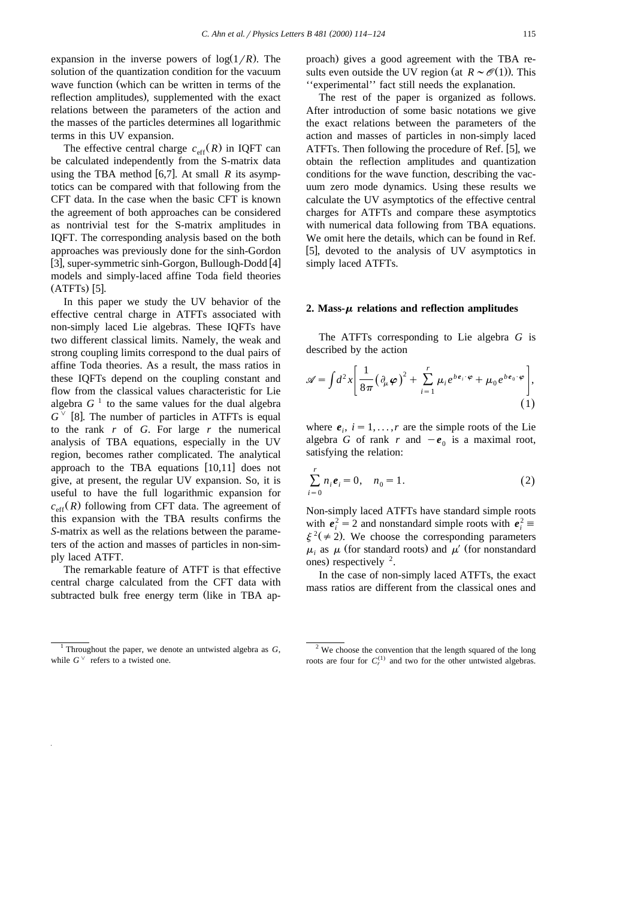expansion in the inverse powers of $\log(1/R)$. The solution of the quantization condition for the vacuum wave function (which can be written in terms of the reflection amplitudes), supplemented with the exact relations between the parameters of the action and the masses of the particles determines all logarithmic terms in this UV expansion.

The effective central charge $c_{\text{eff}}(R)$ in IQFT can be calculated independently from the S-matrix data using the TBA method [6,7]. At small $R$ its asymptotics can be compared with that following from the CFT data. In the case when the basic CFT is known the agreement of both approaches can be considered as nontrivial test for the S-matrix amplitudes in IQFT. The corresponding analysis based on the both approaches was previously done for the sinh-Gordon [3], super-symmetric sinh-Gorgon, Bullough-Dodd [4] models and simply-laced affine Toda field theories (ATFTs) [5].

In this paper we study the UV behavior of the effective central charge in ATFTs associated with non-simply laced Lie algebras. These IQFTs have two different classical limits. Namely, the weak and strong coupling limits correspond to the dual pairs of affine Toda theories. As a result, the mass ratios in these IQFTs depend on the coupling constant and flow from the classical values characteristic for Lie algebra $G$ [1] to the same values for the dual algebra $G^{\vee}$ [8]. The number of particles in ATFTs is equal to the rank $r$ of $G$. For large $r$ the numerical analysis of TBA equations, especially in the UV region, becomes rather complicated. The analytical approach to the TBA equations [10,11] does not give, at present, the regular UV expansion. So, it is useful to have the full logarithmic expansion for $c_{\text{eff}}(R)$ following from CFT data. The agreement of this expansion with the TBA results confirms the *S*-matrix as well as the relations between the parameters of the action and masses of particles in non-simply laced ATFT.

The remarkable feature of ATFT is that effective central charge calculated from the CFT data with subtracted bulk free energy term (like in TBA approach) gives a good agreement with the TBA results even outside the UV region (at $R \sim \mathcal{O}(1)$). This "experimental" fact still needs the explanation.

The rest of the paper is organized as follows. After introduction of some basic notations we give the exact relations between the parameters of the action and masses of particles in non-simply laced ATFTs. Then following the procedure of Ref. [5], we obtain the reflection amplitudes and quantization conditions for the wave function, describing the vacuum zero mode dynamics. Using these results we calculate the UV asymptotics of the effective central charges for ATFTs and compare these asymptotics with numerical data following from TBA equations. We omit here the details, which can be found in Ref. [5], devoted to the analysis of UV asymptotics in simply laced ATFTs.

## 2. Mass-$\mu$ relations and reflection amplitudes

The ATFTs corresponding to Lie algebra $G$ is described by the action

$$\mathscr{A} = \int d^2x \left[ \frac{1}{8\pi} (\partial_\mu \boldsymbol{\varphi})^2 + \sum_{i=1}^{r} \mu_i e^{b\boldsymbol{e}_i \cdot \boldsymbol{\varphi}} + \mu_0 e^{b\boldsymbol{e}_0 \cdot \boldsymbol{\varphi}} \right], \tag{1}$$

where $\boldsymbol{e}_i$, $i = 1, \dots, r$ are the simple roots of the Lie algebra $G$ of rank $r$ and $-\boldsymbol{e}_0$ is a maximal root, satisfying the relation:

$$\sum_{i=0}^{r} n_i \boldsymbol{e}_i = 0, \quad n_0 = 1. \tag{2}$$

Non-simply laced ATFTs have standard simple roots with $\boldsymbol{e}_i^2 = 2$ and nonstandard simple roots with $\boldsymbol{e}_i^2 \equiv \xi^2 (\neq 2)$. We choose the corresponding parameters $\mu_i$ as $\mu$ (for standard roots) and $\mu'$ (for nonstandard ones) respectively [2].

In the case of non-simply laced ATFTs, the exact mass ratios are different from the classical ones and

[1] Throughout the paper, we denote an untwisted algebra as $G$, while $G^{\vee}$ refers to a twisted one.

[2] We choose the convention that the length squared of the long roots are four for $C_r^{(1)}$ and two for the other untwisted algebras.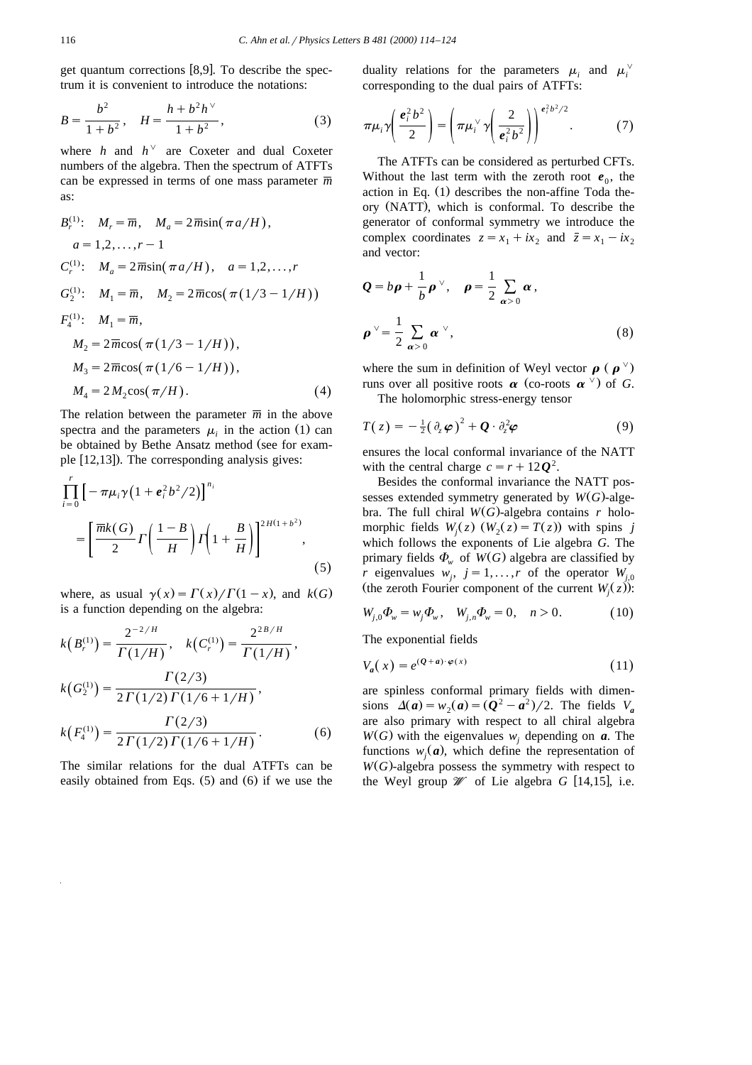get quantum corrections [8,9]. To describe the spectrum it is convenient to introduce the notations:

$$B=\frac{b^2}{1+b^2},\quad H=\frac{h+b^2h^\vee}{1+b^2},\tag{3}$$

where $h$ and $h^\vee$ are Coxeter and dual Coxeter numbers of the algebra. Then the spectrum of ATFTs can be expressed in terms of one mass parameter $\overline{m}$ as:

$$\begin{aligned}
&B_r^{(1)}:\quad M_r=\overline{m},\quad M_a=2\overline{m}\sin(\pi a/H),\\
&\quad a=1,2,\ldots,r-1\\
&C_r^{(1)}:\quad M_a=2\overline{m}\sin(\pi a/H),\quad a=1,2,\ldots,r\\
&G_2^{(1)}:\quad M_1=\overline{m},\quad M_2=2\overline{m}\cos(\pi(1/3-1/H))\\
&F_4^{(1)}:\quad M_1=\overline{m},\\
&\quad M_2=2\overline{m}\cos(\pi(1/3-1/H)),\\
&\quad M_3=2\overline{m}\cos(\pi(1/6-1/H)),\\
&\quad M_4=2M_2\cos(\pi/H).
\end{aligned}\tag{4}$$

The relation between the parameter $\overline{m}$ in the above spectra and the parameters $\mu_i$ in the action (1) can be obtained by Bethe Ansatz method (see for example [12,13]). The corresponding analysis gives:

$$\prod_{i=0}^{r}\left[-\pi\mu_i\gamma\left(1+\boldsymbol{e}_i^2b^2/2\right)\right]^{n_i}=\left[\frac{\overline{m}k(G)}{2}\Gamma\left(\frac{1-B}{H}\right)\Gamma\left(1+\frac{B}{H}\right)\right]^{2H(1+b^2)},\tag{5}$$

where, as usual $\gamma(x)=\Gamma(x)/\Gamma(1-x)$, and $k(G)$ is a function depending on the algebra:

$$\begin{aligned}
&k\left(B_r^{(1)}\right)=\frac{2^{-2/H}}{\Gamma(1/H)},\quad k\left(C_r^{(1)}\right)=\frac{2^{2B/H}}{\Gamma(1/H)},\\
&k\left(G_2^{(1)}\right)=\frac{\Gamma(2/3)}{2\Gamma(1/2)\Gamma(1/6+1/H)},\\
&k\left(F_4^{(1)}\right)=\frac{\Gamma(2/3)}{2\Gamma(1/2)\Gamma(1/6+1/H)}.
\end{aligned}\tag{6}$$

The similar relations for the dual ATFTs can be easily obtained from Eqs. (5) and (6) if we use the duality relations for the parameters $\mu_i$ and $\mu_i^\vee$ corresponding to the dual pairs of ATFTs:

$$\pi\mu_i\gamma\left(\frac{\boldsymbol{e}_i^2b^2}{2}\right)=\left(\pi\mu_i^\vee\gamma\left(\frac{2}{\boldsymbol{e}_i^2b^2}\right)\right)^{\boldsymbol{e}_i^2b^2/2}.\tag{7}$$

The ATFTs can be considered as perturbed CFTs. Without the last term with the zeroth root $\boldsymbol{e}_0$, the action in Eq. (1) describes the non-affine Toda theory (NATT), which is conformal. To describe the generator of conformal symmetry we introduce the complex coordinates $z=x_1+ix_2$ and $\bar{z}=x_1-ix_2$ and vector:

$$\boldsymbol{Q}=b\boldsymbol{\rho}+\frac{1}{b}\boldsymbol{\rho}^\vee,\quad \boldsymbol{\rho}=\frac{1}{2}\sum_{\boldsymbol{\alpha}>0}\boldsymbol{\alpha},\quad \boldsymbol{\rho}^\vee=\frac{1}{2}\sum_{\boldsymbol{\alpha}>0}\boldsymbol{\alpha}^\vee,\tag{8}$$

where the sum in definition of Weyl vector $\boldsymbol{\rho}$ ($\boldsymbol{\rho}^\vee$) runs over all positive roots $\boldsymbol{\alpha}$ (co-roots $\boldsymbol{\alpha}^\vee$) of $G$.

The holomorphic stress-energy tensor

$$T(z)=-\tfrac{1}{2}(\partial_z\boldsymbol{\varphi})^2+\boldsymbol{Q}\cdot\partial_z^2\boldsymbol{\varphi}\tag{9}$$

ensures the local conformal invariance of the NATT with the central charge $c=r+12\boldsymbol{Q}^2$.

Besides the conformal invariance the NATT possesses extended symmetry generated by $W(G)$-algebra. The full chiral $W(G)$-algebra contains $r$ holomorphic fields $W_j(z)$ ($W_2(z)=T(z)$) with spins $j$ which follows the exponents of Lie algebra $G$. The primary fields $\Phi_w$ of $W(G)$ algebra are classified by $r$ eigenvalues $w_j$, $j=1,\ldots,r$ of the operator $W_{j,0}$ (the zeroth Fourier component of the current $W_j(z)$):

$$W_{j,0}\Phi_w=w_j\Phi_w,\quad W_{j,n}\Phi_w=0,\quad n>0.\tag{10}$$

The exponential fields

$$V_{\boldsymbol{a}}(x)=e^{(\boldsymbol{Q}+\boldsymbol{a})\cdot\boldsymbol{\varphi}(x)}\tag{11}$$

are spinless conformal primary fields with dimensions $\Delta(\boldsymbol{a})=w_2(\boldsymbol{a})=(\boldsymbol{Q}^2-\boldsymbol{a}^2)/2$. The fields $V_{\boldsymbol{a}}$ are also primary with respect to all chiral algebra $W(G)$ with the eigenvalues $w_j$ depending on $\boldsymbol{a}$. The functions $w_j(\boldsymbol{a})$, which define the representation of $W(G)$-algebra possess the symmetry with respect to the Weyl group $\mathscr{W}$ of Lie algebra $G$ [14,15], i.e.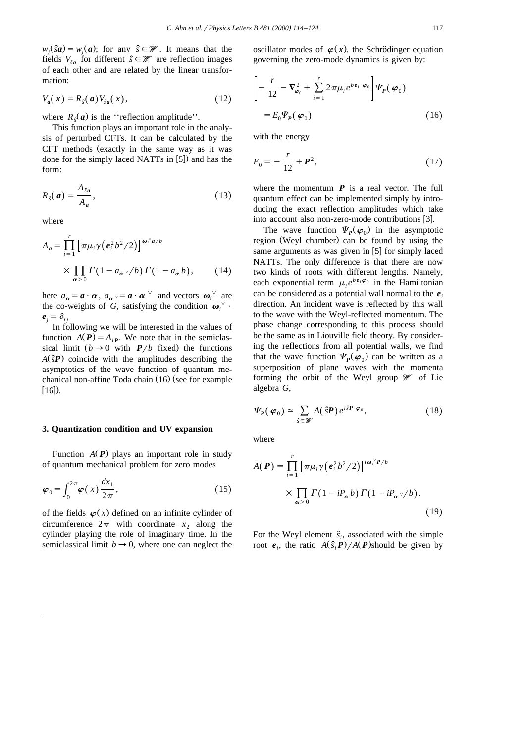$w_j(\hat{s}\boldsymbol{a}) = w_j(\boldsymbol{a})$; for any $\hat{s} \in \mathscr{W}$. It means that the fields $V_{\hat{s}\boldsymbol{a}}$ for different $\hat{s} \in \mathscr{W}$ are reflection images of each other and are related by the linear transformation:

$$V_{\boldsymbol{a}}(x) = R_{\hat{s}}(\boldsymbol{a}) V_{\hat{s}\boldsymbol{a}}(x), \tag{12}$$

where $R_{\hat{s}}(\boldsymbol{a})$ is the ''reflection amplitude''.

This function plays an important role in the analysis of perturbed CFTs. It can be calculated by the CFT methods (exactly in the same way as it was done for the simply laced NATTs in [5]) and has the form:

$$R_{\hat{s}}(\boldsymbol{a}) = \frac{A_{\hat{s}\boldsymbol{a}}}{A_{\boldsymbol{a}}}, \tag{13}$$

where

$$A_{\boldsymbol{a}} = \prod_{i=1}^{r} \left[\pi\mu_i \gamma\left(\boldsymbol{e}_i^2 b^2/2\right)\right]^{\boldsymbol{\omega}_i^{\vee}\boldsymbol{a}/b} \times \prod_{\boldsymbol{\alpha}>0} \Gamma(1 - a_{\boldsymbol{\alpha}^{\vee}}/b)\,\Gamma(1 - a_{\boldsymbol{\alpha}}b), \tag{14}$$

here $a_{\boldsymbol{\alpha}} = \boldsymbol{a} \cdot \boldsymbol{\alpha}$, $a_{\boldsymbol{\alpha}^{\vee}} = \boldsymbol{a} \cdot \boldsymbol{\alpha}^{\vee}$ and vectors $\boldsymbol{\omega}_i^{\vee}$ are the co-weights of $G$, satisfying the condition $\boldsymbol{\omega}_i^{\vee} \cdot \boldsymbol{e}_j = \delta_{ij}$

In following we will be interested in the values of function $A(\boldsymbol{P}) = A_{i\boldsymbol{P}}$. We note that in the semiclassical limit ($b \to 0$ with $\boldsymbol{P}/b$ fixed) the functions $A(\hat{s}\boldsymbol{P})$ coincide with the amplitudes describing the asymptotics of the wave function of quantum mechanical non-affine Toda chain (16) (see for example [16]).

## 3. Quantization condition and UV expansion

Function $A(\boldsymbol{P})$ plays an important role in study of quantum mechanical problem for zero modes

$$\boldsymbol{\varphi}_0 = \int_0^{2\pi} \boldsymbol{\varphi}(x)\,\frac{dx_1}{2\pi}, \tag{15}$$

of the fields $\boldsymbol{\varphi}(x)$ defined on an infinite cylinder of circumference $2\pi$ with coordinate $x_2$ along the cylinder playing the role of imaginary time. In the semiclassical limit $b \to 0$, where one can neglect the oscillator modes of $\boldsymbol{\varphi}(x)$, the Schrödinger equation governing the zero-mode dynamics is given by:

$$\left[-\frac{r}{12} - \nabla_{\boldsymbol{\varphi}_0}^2 + \sum_{i=1}^{r} 2\pi\mu_i e^{b\boldsymbol{e}_i \cdot \boldsymbol{\varphi}_0}\right] \Psi_{\boldsymbol{P}}(\boldsymbol{\varphi}_0) = E_0 \Psi_{\boldsymbol{P}}(\boldsymbol{\varphi}_0) \tag{16}$$

with the energy

$$E_0 = -\frac{r}{12} + \boldsymbol{P}^2, \tag{17}$$

where the momentum $\boldsymbol{P}$ is a real vector. The full quantum effect can be implemented simply by introducing the exact reflection amplitudes which take into account also non-zero-mode contributions [3].

The wave function $\Psi_{\boldsymbol{P}}(\boldsymbol{\varphi}_0)$ in the asymptotic region (Weyl chamber) can be found by using the same arguments as was given in [5] for simply laced NATTs. The only difference is that there are now two kinds of roots with different lengths. Namely, each exponential term $\mu_i e^{b\boldsymbol{e}_i \boldsymbol{\varphi}_0}$ in the Hamiltonian can be considered as a potential wall normal to the $\boldsymbol{e}_i$ direction. An incident wave is reflected by this wall to the wave with the Weyl-reflected momentum. The phase change corresponding to this process should be the same as in Liouville field theory. By considering the reflections from all potential walls, we find that the wave function $\Psi_{\boldsymbol{P}}(\boldsymbol{\varphi}_0)$ can be written as a superposition of plane waves with the momenta forming the orbit of the Weyl group $\mathscr{W}$ of Lie algebra $G$,

$$\Psi_{\boldsymbol{P}}(\boldsymbol{\varphi}_0) \simeq \sum_{\hat{s} \in \mathscr{W}} A(\hat{s}\boldsymbol{P})\, e^{i\hat{s}\boldsymbol{P} \cdot \boldsymbol{\varphi}_0}, \tag{18}$$

where

$$A(\boldsymbol{P}) = \prod_{i=1}^{r} \left[\pi\mu_i \gamma\left(\boldsymbol{e}_i^2 b^2/2\right)\right]^{i\boldsymbol{\omega}_i^{\vee}\boldsymbol{P}/b} \times \prod_{\boldsymbol{\alpha}>0} \Gamma(1 - iP_{\boldsymbol{\alpha}} b)\,\Gamma(1 - iP_{\boldsymbol{\alpha}^{\vee}}/b). \tag{19}$$

For the Weyl element $\hat{s}_i$, associated with the simple root $\boldsymbol{e}_i$, the ratio $A(\hat{s}_i \boldsymbol{P})/A(\boldsymbol{P})$should be given by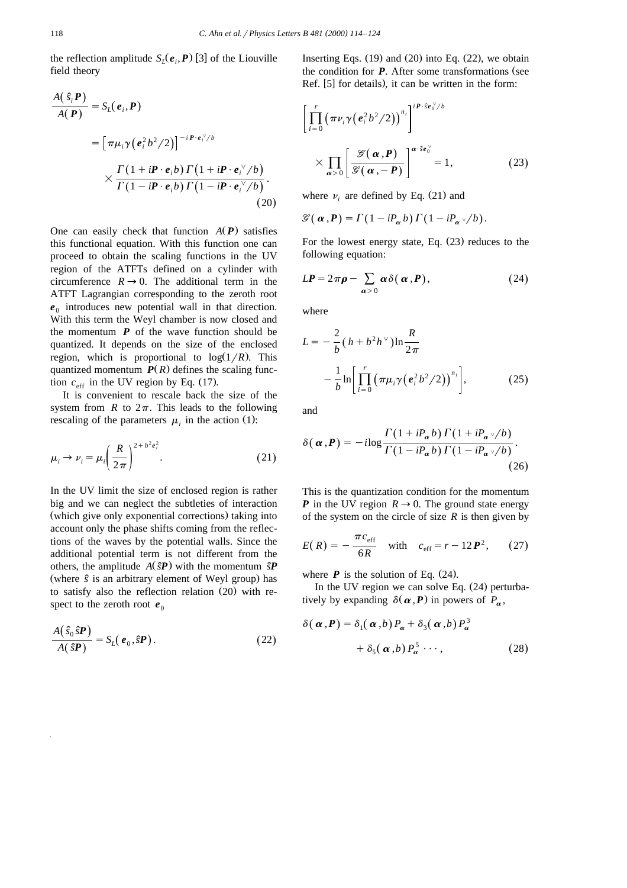the reflection amplitude $S_L(\boldsymbol{e}_i, \boldsymbol{P})$ [3] of the Liouville field theory

$$
\begin{aligned}
\frac{A(\hat{s}_i \boldsymbol{P})}{A(\boldsymbol{P})} &= S_L(\boldsymbol{e}_i, \boldsymbol{P}) \\
&= \left[\pi \mu_i \gamma\left(\boldsymbol{e}_i^2 b^2/2\right)\right]^{-i \boldsymbol{P} \cdot \boldsymbol{e}_i^\vee / b} \\
&\quad \times \frac{\Gamma(1 + i\boldsymbol{P} \cdot \boldsymbol{e}_i b)\, \Gamma\left(1 + i\boldsymbol{P} \cdot \boldsymbol{e}_i^\vee / b\right)}{\Gamma(1 - i\boldsymbol{P} \cdot \boldsymbol{e}_i b)\, \Gamma\left(1 - i\boldsymbol{P} \cdot \boldsymbol{e}_i^\vee / b\right)}.
\end{aligned}
\tag{20}
$$

One can easily check that function $A(\boldsymbol{P})$ satisfies this functional equation. With this function one can proceed to obtain the scaling functions in the UV region of the ATFTs defined on a cylinder with circumference $R \to 0$. The additional term in the ATFT Lagrangian corresponding to the zeroth root $\boldsymbol{e}_0$ introduces new potential wall in that direction. With this term the Weyl chamber is now closed and the momentum $\boldsymbol{P}$ of the wave function should be quantized. It depends on the size of the enclosed region, which is proportional to $\log(1/R)$. This quantized momentum $\boldsymbol{P}(R)$ defines the scaling function $c_{\text{eff}}$ in the UV region by Eq. (17).

It is convenient to rescale back the size of the system from $R$ to $2\pi$. This leads to the following rescaling of the parameters $\mu_i$ in the action (1):

$$
\mu_i \to \nu_i = \mu_i \left(\frac{R}{2\pi}\right)^{2 + b^2 \boldsymbol{e}_i^2}. \tag{21}
$$

In the UV limit the size of enclosed region is rather big and we can neglect the subtleties of interaction (which give only exponential corrections) taking into account only the phase shifts coming from the reflections of the waves by the potential walls. Since the additional potential term is not different from the others, the amplitude $A(\hat{s}\boldsymbol{P})$ with the momentum $\hat{s}\boldsymbol{P}$ (where $\hat{s}$ is an arbitrary element of Weyl group) has to satisfy also the reflection relation (20) with respect to the zeroth root $\boldsymbol{e}_0$

$$
\frac{A(\hat{s}_0 \hat{s} \boldsymbol{P})}{A(\hat{s}\boldsymbol{P})} = S_L(\boldsymbol{e}_0, \hat{s}\boldsymbol{P}). \tag{22}
$$

Inserting Eqs. (19) and (20) into Eq. (22), we obtain the condition for $\boldsymbol{P}$. After some transformations (see Ref. [5] for details), it can be written in the form:

$$
\left[\prod_{i=0}^{r} \left(\pi \nu_i \gamma\left(\boldsymbol{e}_i^2 b^2/2\right)\right)^{n_i}\right]^{i \boldsymbol{P} \cdot \hat{s} \boldsymbol{e}_0^\vee / b} \times \prod_{\boldsymbol{\alpha} > 0} \left[\frac{\mathscr{G}(\boldsymbol{\alpha}, \boldsymbol{P})}{\mathscr{G}(\boldsymbol{\alpha}, -\boldsymbol{P})}\right]^{\boldsymbol{\alpha} \cdot \hat{s} \boldsymbol{e}_0^\vee} = 1, \tag{23}
$$

where $\nu_i$ are defined by Eq. (21) and

$$
\mathscr{G}(\boldsymbol{\alpha}, \boldsymbol{P}) = \Gamma(1 - iP_{\boldsymbol{\alpha}} b)\, \Gamma(1 - iP_{\boldsymbol{\alpha}^\vee}/b).
$$

For the lowest energy state, Eq. (23) reduces to the following equation:

$$
L\boldsymbol{P} = 2\pi \boldsymbol{\rho} - \sum_{\boldsymbol{\alpha} > 0} \boldsymbol{\alpha}\, \delta(\boldsymbol{\alpha}, \boldsymbol{P}), \tag{24}
$$

where

$$
L = -\frac{2}{b}(h + b^2 h^\vee) \ln \frac{R}{2\pi} - \frac{1}{b} \ln\left[\prod_{i=0}^{r} \left(\pi \mu_i \gamma\left(\boldsymbol{e}_i^2 b^2/2\right)\right)^{n_i}\right], \tag{25}
$$

and

$$
\delta(\boldsymbol{\alpha}, \boldsymbol{P}) = -i \log \frac{\Gamma(1 + iP_{\boldsymbol{\alpha}} b)\, \Gamma(1 + iP_{\boldsymbol{\alpha}^\vee}/b)}{\Gamma(1 - iP_{\boldsymbol{\alpha}} b)\, \Gamma(1 - iP_{\boldsymbol{\alpha}^\vee}/b)}. \tag{26}
$$

This is the quantization condition for the momentum $\boldsymbol{P}$ in the UV region $R \to 0$. The ground state energy of the system on the circle of size $R$ is then given by

$$
E(R) = -\frac{\pi c_{\text{eff}}}{6R} \quad \text{with} \quad c_{\text{eff}} = r - 12\boldsymbol{P}^2, \tag{27}
$$

where $\boldsymbol{P}$ is the solution of Eq. (24).

In the UV region we can solve Eq. (24) perturbatively by expanding $\delta(\boldsymbol{\alpha}, \boldsymbol{P})$ in powers of $P_{\boldsymbol{\alpha}}$,

$$
\delta(\boldsymbol{\alpha}, \boldsymbol{P}) = \delta_1(\boldsymbol{\alpha}, b) P_{\boldsymbol{\alpha}} + \delta_3(\boldsymbol{\alpha}, b) P_{\boldsymbol{\alpha}}^3 + \delta_5(\boldsymbol{\alpha}, b) P_{\boldsymbol{\alpha}}^5 \cdots, \tag{28}
$$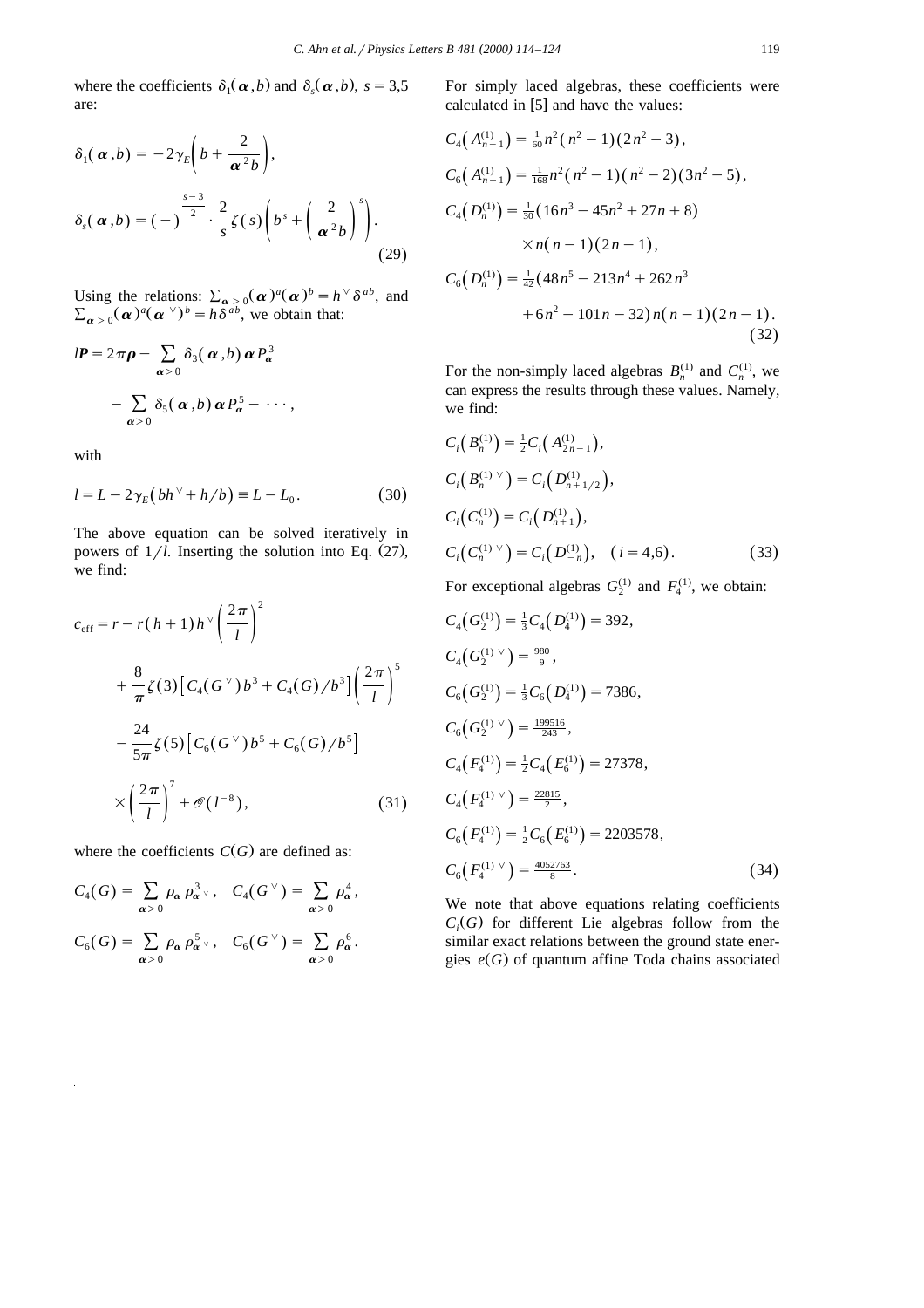where the coefficients $\delta_1(\boldsymbol{\alpha},b)$ and $\delta_s(\boldsymbol{\alpha},b)$, $s=3,5$ are:

$$\delta_1(\boldsymbol{\alpha},b) = -2\gamma_E\left(b+\frac{2}{\boldsymbol{\alpha}^2 b}\right),$$
$$\delta_s(\boldsymbol{\alpha},b) = (-)^{\frac{s-3}{2}}\cdot\frac{2}{s}\zeta(s)\left(b^s+\left(\frac{2}{\boldsymbol{\alpha}^2 b}\right)^s\right). \tag{29}$$

Using the relations: $\sum_{\boldsymbol{\alpha}>0}(\boldsymbol{\alpha})^a(\boldsymbol{\alpha})^b = h^\vee\delta^{ab}$, and $\sum_{\boldsymbol{\alpha}>0}(\boldsymbol{\alpha})^a(\boldsymbol{\alpha}^\vee)^b = h\delta^{ab}$, we obtain that:

$$l\boldsymbol{P} = 2\pi\boldsymbol{\rho} - \sum_{\boldsymbol{\alpha}>0}\delta_3(\boldsymbol{\alpha},b)\,\boldsymbol{\alpha}P_{\boldsymbol{\alpha}}^3 - \sum_{\boldsymbol{\alpha}>0}\delta_5(\boldsymbol{\alpha},b)\,\boldsymbol{\alpha}P_{\boldsymbol{\alpha}}^5 - \cdots,$$

with

$$l = L - 2\gamma_E(bh^\vee + h/b) \equiv L - L_0. \tag{30}$$

The above equation can be solved iteratively in powers of $1/l$. Inserting the solution into Eq. (27), we find:

$$c_{\text{eff}} = r - r(h+1)h^\vee\left(\frac{2\pi}{l}\right)^2 + \frac{8}{\pi}\zeta(3)\left[C_4(G^\vee)b^3 + C_4(G)/b^3\right]\left(\frac{2\pi}{l}\right)^5 - \frac{24}{5\pi}\zeta(5)\left[C_6(G^\vee)b^5 + C_6(G)/b^5\right]\times\left(\frac{2\pi}{l}\right)^7 + \mathcal{O}(l^{-8}), \tag{31}$$

where the coefficients $C(G)$ are defined as:

$$C_4(G) = \sum_{\boldsymbol{\alpha}>0}\rho_{\boldsymbol{\alpha}}\rho_{\boldsymbol{\alpha}^\vee}^3, \quad C_4(G^\vee) = \sum_{\boldsymbol{\alpha}>0}\rho_{\boldsymbol{\alpha}}^4,$$
$$C_6(G) = \sum_{\boldsymbol{\alpha}>0}\rho_{\boldsymbol{\alpha}}\rho_{\boldsymbol{\alpha}^\vee}^5, \quad C_6(G^\vee) = \sum_{\boldsymbol{\alpha}>0}\rho_{\boldsymbol{\alpha}}^6.$$

For simply laced algebras, these coefficients were calculated in [5] and have the values:

$$C_4\left(A_{n-1}^{(1)}\right) = \tfrac{1}{60}n^2(n^2-1)(2n^2-3),$$
$$C_6\left(A_{n-1}^{(1)}\right) = \tfrac{1}{168}n^2(n^2-1)(n^2-2)(3n^2-5),$$
$$C_4\left(D_n^{(1)}\right) = \tfrac{1}{30}(16n^3-45n^2+27n+8)\times n(n-1)(2n-1),$$
$$C_6\left(D_n^{(1)}\right) = \tfrac{1}{42}(48n^5-213n^4+262n^3+6n^2-101n-32)\,n(n-1)(2n-1). \tag{32}$$

For the non-simply laced algebras $B_n^{(1)}$ and $C_n^{(1)}$, we can express the results through these values. Namely, we find:

$$C_i\left(B_n^{(1)}\right) = \tfrac{1}{2}C_i\left(A_{2n-1}^{(1)}\right),$$
$$C_i\left(B_n^{(1)\vee}\right) = C_i\left(D_{n+1/2}^{(1)}\right),$$
$$C_i\left(C_n^{(1)}\right) = C_i\left(D_{n+1}^{(1)}\right),$$
$$C_i\left(C_n^{(1)\vee}\right) = C_i\left(D_{-n}^{(1)}\right), \quad (i=4,6). \tag{33}$$

For exceptional algebras $G_2^{(1)}$ and $F_4^{(1)}$, we obtain:

$$C_4\left(G_2^{(1)}\right) = \tfrac{1}{3}C_4\left(D_4^{(1)}\right) = 392,$$
$$C_4\left(G_2^{(1)\vee}\right) = \tfrac{980}{9},$$
$$C_6\left(G_2^{(1)}\right) = \tfrac{1}{3}C_6\left(D_4^{(1)}\right) = 7386,$$
$$C_6\left(G_2^{(1)\vee}\right) = \tfrac{199516}{243},$$
$$C_4\left(F_4^{(1)}\right) = \tfrac{1}{2}C_4\left(E_6^{(1)}\right) = 27378,$$
$$C_4\left(F_4^{(1)\vee}\right) = \tfrac{22815}{2},$$
$$C_6\left(F_4^{(1)}\right) = \tfrac{1}{2}C_6\left(E_6^{(1)}\right) = 2203578,$$
$$C_6\left(F_4^{(1)\vee}\right) = \tfrac{4052763}{8}. \tag{34}$$

We note that above equations relating coefficients $C_i(G)$ for different Lie algebras follow from the similar exact relations between the ground state energies $e(G)$ of quantum affine Toda chains associated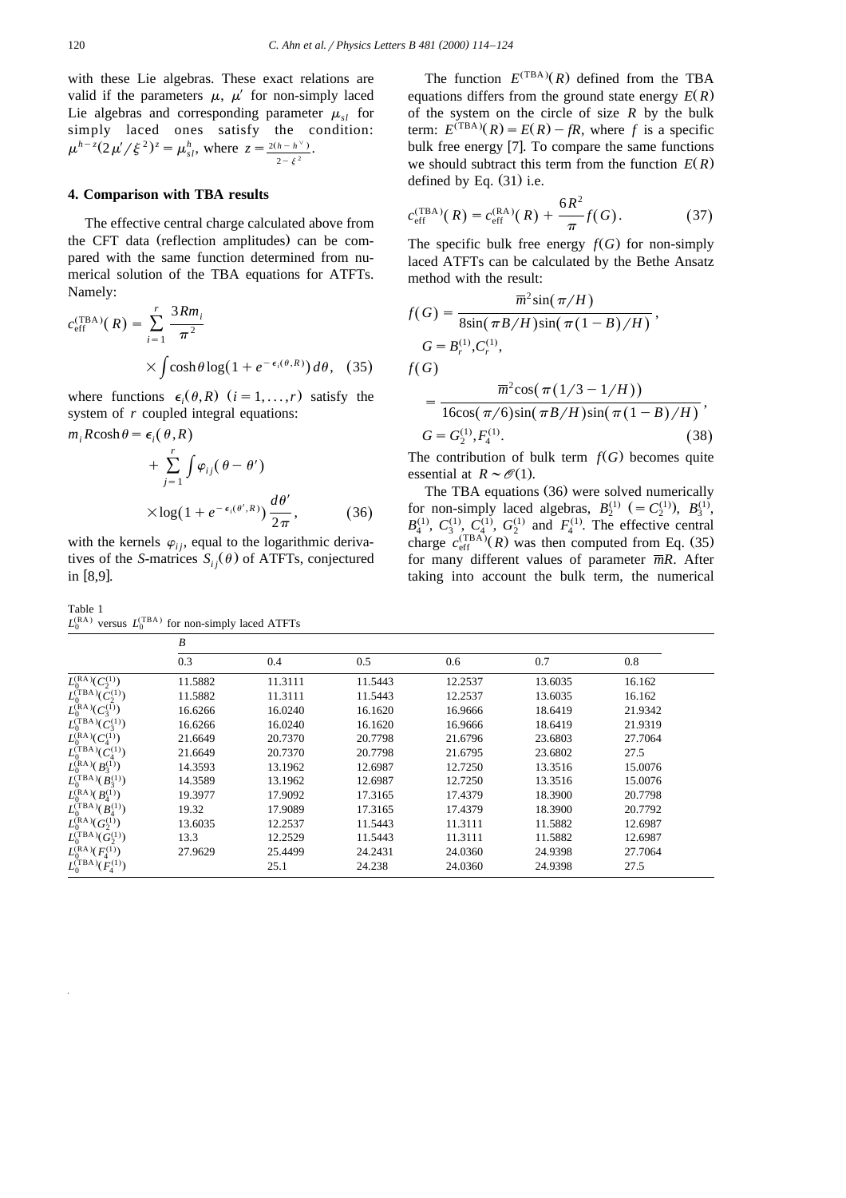with these Lie algebras. These exact relations are valid if the parameters $\mu$, $\mu'$ for non-simply laced Lie algebras and corresponding parameter $\mu_{sl}$ for simply laced ones satisfy the condition: $\mu^{h-z}(2\mu'/\xi^2)^z = \mu_{sl}^h$, where $z = \frac{2(h-h^\vee)}{2-\xi^2}$.

## 4. Comparison with TBA results

The effective central charge calculated above from the CFT data (reflection amplitudes) can be compared with the same function determined from numerical solution of the TBA equations for ATFTs. Namely:

$$c_{\text{eff}}^{(\text{TBA})}(R) = \sum_{i=1}^{r} \frac{3Rm_i}{\pi^2} \times \int \cosh\theta \log(1 + e^{-\epsilon_i(\theta,R)})\, d\theta, \quad (35)$$

where functions $\epsilon_i(\theta,R)$ $(i=1,\ldots,r)$ satisfy the system of $r$ coupled integral equations:

$$m_i R\cosh\theta = \epsilon_i(\theta,R) + \sum_{j=1}^{r} \int \varphi_{ij}(\theta-\theta') \times \log(1+e^{-\epsilon_i(\theta',R)}) \frac{d\theta'}{2\pi}, \quad (36)$$

with the kernels $\varphi_{ij}$, equal to the logarithmic derivatives of the *S*-matrices $S_{ij}(\theta)$ of ATFTs, conjectured in [8,9].

The function $E^{(\text{TBA})}(R)$ defined from the TBA equations differs from the ground state energy $E(R)$ of the system on the circle of size $R$ by the bulk term: $E^{(\text{TBA})}(R) = E(R) - fR$, where $f$ is a specific bulk free energy [7]. To compare the same functions we should subtract this term from the function $E(R)$ defined by Eq. (31) i.e.

$$c_{\text{eff}}^{(\text{TBA})}(R) = c_{\text{eff}}^{(\text{RA})}(R) + \frac{6R^2}{\pi} f(G). \quad (37)$$

The specific bulk free energy $f(G)$ for non-simply laced ATFTs can be calculated by the Bethe Ansatz method with the result:

$$f(G) = \frac{\overline{m}^2 \sin(\pi/H)}{8\sin(\pi B/H)\sin(\pi(1-B)/H)}, \quad G = B_r^{(1)}, C_r^{(1)},$$

$$f(G) = \frac{\overline{m}^2 \cos(\pi(1/3-1/H))}{16\cos(\pi/6)\sin(\pi B/H)\sin(\pi(1-B)/H)}, \quad G = G_2^{(1)}, F_4^{(1)}. \quad (38)$$

The contribution of bulk term $f(G)$ becomes quite essential at $R \sim \mathscr{O}(1)$.

The TBA equations (36) were solved numerically for non-simply laced algebras, $B_2^{(1)}$ $(=C_2^{(1)})$, $B_3^{(1)}$, $B_4^{(1)}$, $C_3^{(1)}$, $C_4^{(1)}$, $G_2^{(1)}$ and $F_4^{(1)}$. The effective central charge $c_{\text{eff}}^{(\text{TBA})}(R)$ was then computed from Eq. (35) for many different values of parameter $\overline{m}R$. After taking into account the bulk term, the numerical

Table 1
$L_0^{(\text{RA})}$ versus $L_0^{(\text{TBA})}$ for non-simply laced ATFTs

| | $B$ | | | | | |
|---|---|---|---|---|---|---|
| | 0.3 | 0.4 | 0.5 | 0.6 | 0.7 | 0.8 |
| $L_0^{(\text{RA})}(C_2^{(1)})$ | 11.5882 | 11.3111 | 11.5443 | 12.2537 | 13.6035 | 16.162 |
| $L_0^{(\text{TBA})}(C_2^{(1)})$ | 11.5882 | 11.3111 | 11.5443 | 12.2537 | 13.6035 | 16.162 |
| $L_0^{(\text{RA})}(C_3^{(1)})$ | 16.6266 | 16.0240 | 16.1620 | 16.9666 | 18.6419 | 21.9342 |
| $L_0^{(\text{TBA})}(C_3^{(1)})$ | 16.6266 | 16.0240 | 16.1620 | 16.9666 | 18.6419 | 21.9319 |
| $L_0^{(\text{RA})}(C_4^{(1)})$ | 21.6649 | 20.7370 | 20.7798 | 21.6796 | 23.6803 | 27.7064 |
| $L_0^{(\text{TBA})}(C_4^{(1)})$ | 21.6649 | 20.7370 | 20.7798 | 21.6795 | 23.6802 | 27.5 |
| $L_0^{(\text{RA})}(B_3^{(1)})$ | 14.3593 | 13.1962 | 12.6987 | 12.7250 | 13.3516 | 15.0076 |
| $L_0^{(\text{TBA})}(B_3^{(1)})$ | 14.3589 | 13.1962 | 12.6987 | 12.7250 | 13.3516 | 15.0076 |
| $L_0^{(\text{RA})}(B_4^{(1)})$ | 19.3977 | 17.9092 | 17.3165 | 17.4379 | 18.3900 | 20.7798 |
| $L_0^{(\text{TBA})}(B_4^{(1)})$ | 19.32 | 17.9089 | 17.3165 | 17.4379 | 18.3900 | 20.7792 |
| $L_0^{(\text{RA})}(G_2^{(1)})$ | 13.6035 | 12.2537 | 11.5443 | 11.3111 | 11.5882 | 12.6987 |
| $L_0^{(\text{TBA})}(G_2^{(1)})$ | 13.3 | 12.2529 | 11.5443 | 11.3111 | 11.5882 | 12.6987 |
| $L_0^{(\text{RA})}(F_4^{(1)})$ | 27.9629 | 25.4499 | 24.2431 | 24.0360 | 24.9398 | 27.7064 |
| $L_0^{(\text{TBA})}(F_4^{(1)})$ | | 25.1 | 24.238 | 24.0360 | 24.9398 | 27.5 |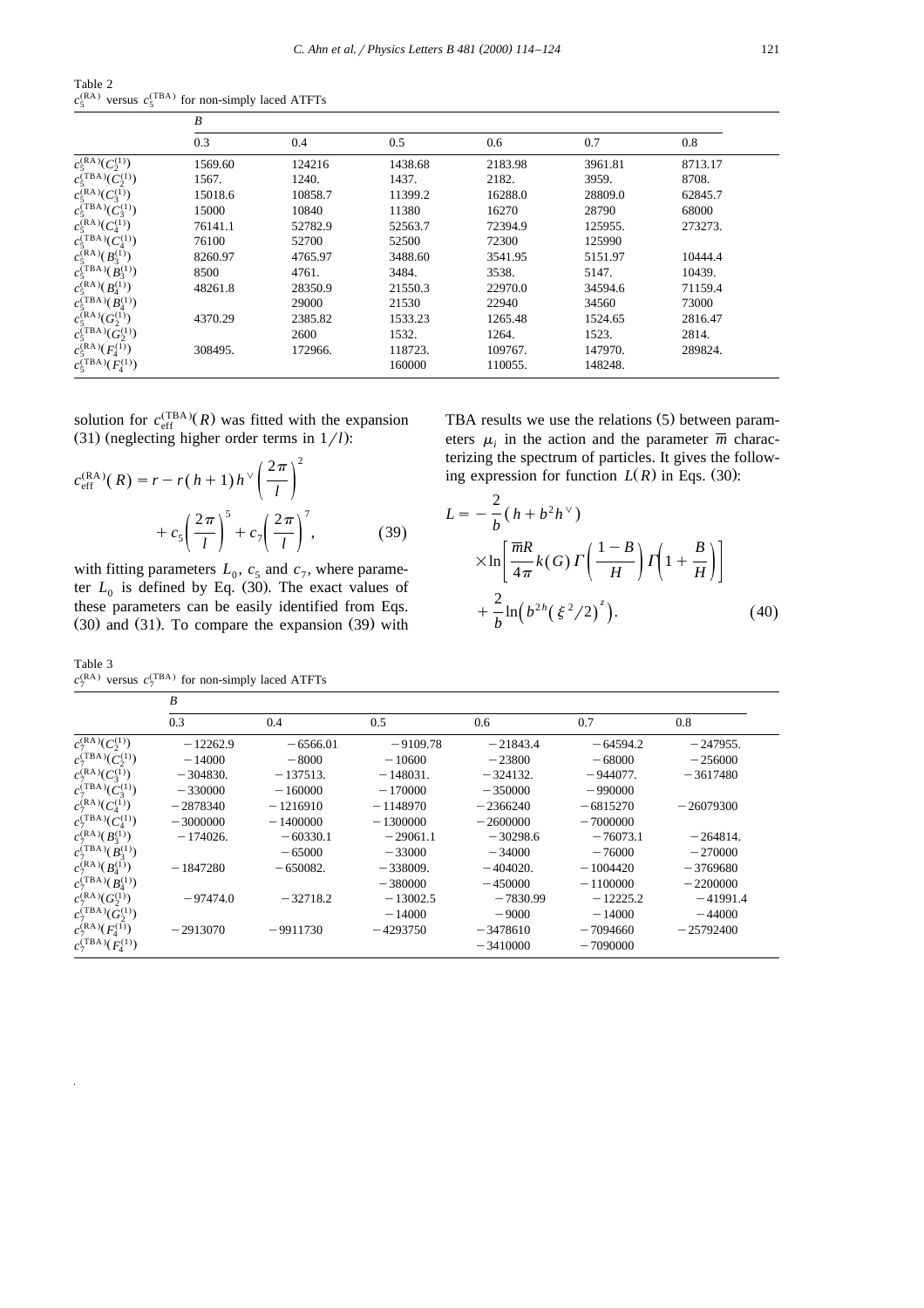Table 2
$c_5^{(\mathrm{RA})}$ versus $c_5^{(\mathrm{TBA})}$ for non-simply laced ATFTs

| | $B$ | | | | | |
|---|---|---|---|---|---|---|
| | 0.3 | 0.4 | 0.5 | 0.6 | 0.7 | 0.8 |
| $c_5^{(\mathrm{RA})}(C_2^{(1)})$ | 1569.60 | 124216 | 1438.68 | 2183.98 | 3961.81 | 8713.17 |
| $c_5^{(\mathrm{TBA})}(C_2^{(1)})$ | 1567. | 1240. | 1437. | 2182. | 3959. | 8708. |
| $c_5^{(\mathrm{RA})}(C_3^{(1)})$ | 15018.6 | 10858.7 | 11399.2 | 16288.0 | 28809.0 | 62845.7 |
| $c_5^{(\mathrm{TBA})}(C_3^{(1)})$ | 15000 | 10840 | 11380 | 16270 | 28790 | 68000 |
| $c_5^{(\mathrm{RA})}(C_4^{(1)})$ | 76141.1 | 52782.9 | 52563.7 | 72394.9 | 125955. | 273273. |
| $c_5^{(\mathrm{TBA})}(C_4^{(1)})$ | 76100 | 52700 | 52500 | 72300 | 125990 | |
| $c_5^{(\mathrm{RA})}(B_3^{(1)})$ | 8260.97 | 4765.97 | 3488.60 | 3541.95 | 5151.97 | 10444.4 |
| $c_5^{(\mathrm{TBA})}(B_3^{(1)})$ | 8500 | 4761. | 3484. | 3538. | 5147. | 10439. |
| $c_5^{(\mathrm{RA})}(B_4^{(1)})$ | 48261.8 | 28350.9 | 21550.3 | 22970.0 | 34594.6 | 71159.4 |
| $c_5^{(\mathrm{TBA})}(B_4^{(1)})$ | | 29000 | 21530 | 22940 | 34560 | 73000 |
| $c_5^{(\mathrm{RA})}(G_2^{(1)})$ | 4370.29 | 2385.82 | 1533.23 | 1265.48 | 1524.65 | 2816.47 |
| $c_5^{(\mathrm{TBA})}(G_2^{(1)})$ | | 2600 | 1532. | 1264. | 1523. | 2814. |
| $c_5^{(\mathrm{RA})}(F_4^{(1)})$ | 308495. | 172966. | 118723. | 109767. | 147970. | 289824. |
| $c_5^{(\mathrm{TBA})}(F_4^{(1)})$ | | | 160000 | 110055. | 148248. | |

solution for $c_{\mathrm{eff}}^{(\mathrm{TBA})}(R)$ was fitted with the expansion (31) (neglecting higher order terms in $1/l$):

$$c_{\mathrm{eff}}^{(\mathrm{RA})}(R) = r - r(h+1)h^{\vee}\left(\frac{2\pi}{l}\right)^2 + c_5\left(\frac{2\pi}{l}\right)^5 + c_7\left(\frac{2\pi}{l}\right)^7, \tag{39}$$

with fitting parameters $L_0$, $c_5$ and $c_7$, where parameter $L_0$ is defined by Eq. (30). The exact values of these parameters can be easily identified from Eqs. (30) and (31). To compare the expansion (39) with TBA results we use the relations (5) between parameters $\mu_i$ in the action and the parameter $\overline{m}$ characterizing the spectrum of particles. It gives the following expression for function $L(R)$ in Eqs. (30):

$$L = -\frac{2}{b}(h + b^2 h^{\vee}) \times \ln\left[\frac{\overline{m}R}{4\pi}k(G)\,\Gamma\!\left(\frac{1-B}{H}\right)\Gamma\!\left(1+\frac{B}{H}\right)\right] + \frac{2}{b}\ln\!\left(b^{2h}\left(\xi^2/2\right)^z\right). \tag{40}$$

Table 3
$c_7^{(\mathrm{RA})}$ versus $c_7^{(\mathrm{TBA})}$ for non-simply laced ATFTs

| | $B$ | | | | | |
|---|---|---|---|---|---|---|
| | 0.3 | 0.4 | 0.5 | 0.6 | 0.7 | 0.8 |
| $c_7^{(\mathrm{RA})}(C_2^{(1)})$ | −12262.9 | −6566.01 | −9109.78 | −21843.4 | −64594.2 | −247955. |
| $c_7^{(\mathrm{TBA})}(C_2^{(1)})$ | −14000 | −8000 | −10600 | −23800 | −68000 | −256000 |
| $c_7^{(\mathrm{RA})}(C_3^{(1)})$ | −304830. | −137513. | −148031. | −324132. | −944077. | −3617480 |
| $c_7^{(\mathrm{TBA})}(C_3^{(1)})$ | −330000 | −160000 | −170000 | −350000 | −990000 | |
| $c_7^{(\mathrm{RA})}(C_4^{(1)})$ | −2878340 | −1216910 | −1148970 | −2366240 | −6815270 | −26079300 |
| $c_7^{(\mathrm{TBA})}(C_4^{(1)})$ | −3000000 | −1400000 | −1300000 | −2600000 | −7000000 | |
| $c_7^{(\mathrm{RA})}(B_3^{(1)})$ | −174026. | −60330.1 | −29061.1 | −30298.6 | −76073.1 | −264814. |
| $c_7^{(\mathrm{TBA})}(B_3^{(1)})$ | | −65000 | −33000 | −34000 | −76000 | −270000 |
| $c_7^{(\mathrm{RA})}(B_4^{(1)})$ | −1847280 | −650082. | −338009. | −404020. | −1004420 | −3769680 |
| $c_7^{(\mathrm{TBA})}(B_4^{(1)})$ | | | −380000 | −450000 | −1100000 | −2200000 |
| $c_7^{(\mathrm{RA})}(G_2^{(1)})$ | −97474.0 | −32718.2 | −13002.5 | −7830.99 | −12225.2 | −41991.4 |
| $c_7^{(\mathrm{TBA})}(G_2^{(1)})$ | | | −14000 | −9000 | −14000 | −44000 |
| $c_7^{(\mathrm{RA})}(F_4^{(1)})$ | −2913070 | −9911730 | −4293750 | −3478610 | −7094660 | −25792400 |
| $c_7^{(\mathrm{TBA})}(F_4^{(1)})$ | | | | −3410000 | −7090000 | |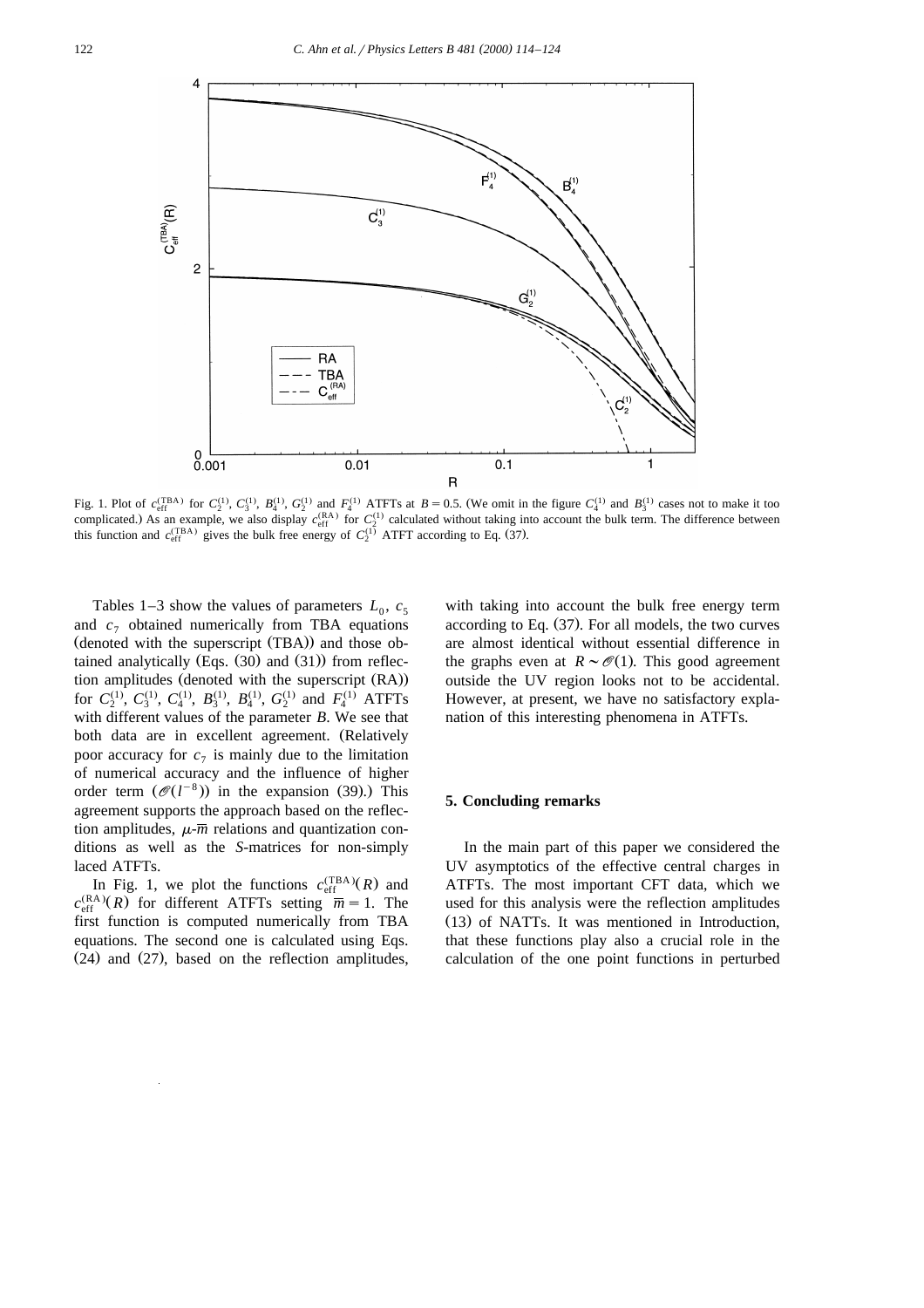Fig. 1. Plot of $c_{\text{eff}}^{(\text{TBA})}$ for $C_2^{(1)}$, $C_3^{(1)}$, $B_4^{(1)}$, $G_2^{(1)}$ and $F_4^{(1)}$ ATFTs at $B=0.5$. (We omit in the figure $C_4^{(1)}$ and $B_3^{(1)}$ cases not to make it too complicated.) As an example, we also display $c_{\text{eff}}^{(\text{RA})}$ for $C_2^{(1)}$ calculated without taking into account the bulk term. The difference between this function and $c_{\text{eff}}^{(\text{TBA})}$ gives the bulk free energy of $C_2^{(1)}$ ATFT according to Eq. (37).

Tables 1–3 show the values of parameters $L_0$, $c_5$ and $c_7$ obtained numerically from TBA equations (denoted with the superscript (TBA)) and those obtained analytically (Eqs. (30) and (31)) from reflection amplitudes (denoted with the superscript (RA)) for $C_2^{(1)}$, $C_3^{(1)}$, $C_4^{(1)}$, $B_3^{(1)}$, $B_4^{(1)}$, $G_2^{(1)}$ and $F_4^{(1)}$ ATFTs with different values of the parameter $B$. We see that both data are in excellent agreement. (Relatively poor accuracy for $c_7$ is mainly due to the limitation of numerical accuracy and the influence of higher order term ($\mathcal{O}(l^{-8})$) in the expansion (39).) This agreement supports the approach based on the reflection amplitudes, $\mu$-$\overline{m}$ relations and quantization conditions as well as the $S$-matrices for non-simply laced ATFTs.

In Fig. 1, we plot the functions $c_{\text{eff}}^{(\text{TBA})}(R)$ and $c_{\text{eff}}^{(\text{RA})}(R)$ for different ATFTs setting $\overline{m}=1$. The first function is computed numerically from TBA equations. The second one is calculated using Eqs. (24) and (27), based on the reflection amplitudes, with taking into account the bulk free energy term according to Eq. (37). For all models, the two curves are almost identical without essential difference in the graphs even at $R \sim \mathcal{O}(1)$. This good agreement outside the UV region looks not to be accidental. However, at present, we have no satisfactory explanation of this interesting phenomena in ATFTs.

## 5. Concluding remarks

In the main part of this paper we considered the UV asymptotics of the effective central charges in ATFTs. The most important CFT data, which we used for this analysis were the reflection amplitudes (13) of NATTs. It was mentioned in Introduction, that these functions play also a crucial role in the calculation of the one point functions in perturbed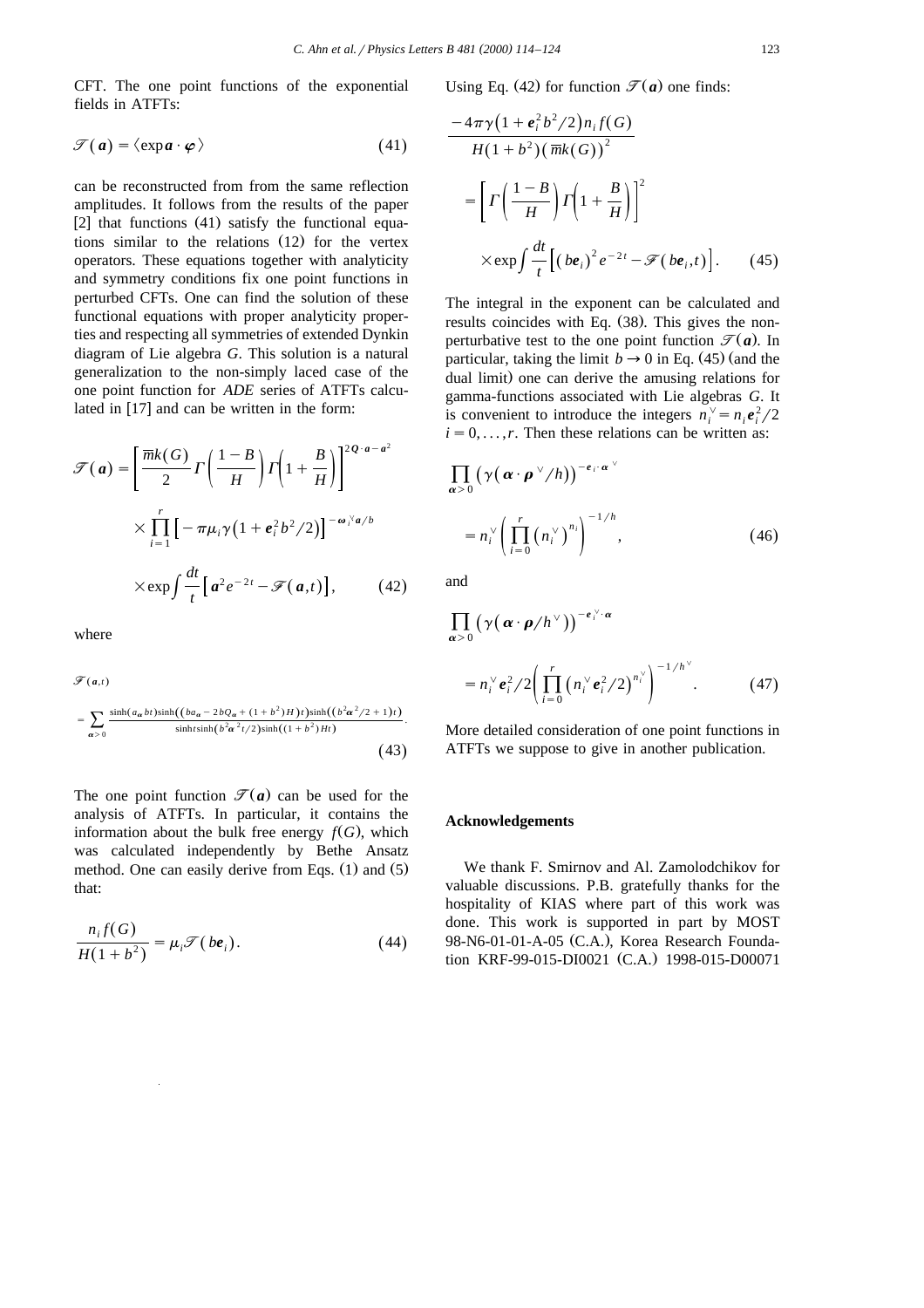CFT. The one point functions of the exponential fields in ATFTs:

$$\mathcal{F}(\boldsymbol{a}) = \langle \exp \boldsymbol{a} \cdot \boldsymbol{\varphi} \rangle \tag{41}$$

can be reconstructed from from the same reflection amplitudes. It follows from the results of the paper [2] that functions (41) satisfy the functional equations similar to the relations (12) for the vertex operators. These equations together with analyticity and symmetry conditions fix one point functions in perturbed CFTs. One can find the solution of these functional equations with proper analyticity properties and respecting all symmetries of extended Dynkin diagram of Lie algebra $G$. This solution is a natural generalization to the non-simply laced case of the one point function for *ADE* series of ATFTs calculated in [17] and can be written in the form:

$$\mathcal{F}(\boldsymbol{a}) = \left[ \frac{\overline{m}k(G)}{2} \Gamma\left(\frac{1-B}{H}\right) \Gamma\left(1+\frac{B}{H}\right) \right]^{2Q \cdot \boldsymbol{a} - \boldsymbol{a}^2} \times \prod_{i=1}^{r} \left[ -\pi \mu_i \gamma\left(1 + \boldsymbol{e}_i^2 b^2/2\right) \right]^{-\boldsymbol{\omega}_i^{\vee} \boldsymbol{a}/b} \times \exp \int \frac{dt}{t} \left[ \boldsymbol{a}^2 e^{-2t} - \mathcal{F}(\boldsymbol{a},t) \right], \tag{42}$$

where

$$\mathcal{F}(\boldsymbol{a},t) = \sum_{\boldsymbol{\alpha}>0} \frac{\sinh(a_{\boldsymbol{\alpha}} bt) \sinh\left((b a_{\boldsymbol{\alpha}} - 2bQ_{\boldsymbol{\alpha}} + (1+b^2)H)t\right) \sinh\left((b^2 \boldsymbol{\alpha}^2/2 + 1)t\right)}{\sinh t \sinh(b^2 \boldsymbol{\alpha}^2 t/2) \sinh((1+b^2)Ht)}. \tag{43}$$

The one point function $\mathcal{F}(\boldsymbol{a})$ can be used for the analysis of ATFTs. In particular, it contains the information about the bulk free energy $f(G)$, which was calculated independently by Bethe Ansatz method. One can easily derive from Eqs. (1) and (5) that:

$$\frac{n_i f(G)}{H(1+b^2)} = \mu_i \mathcal{F}(b\boldsymbol{e}_i). \tag{44}$$

Using Eq. (42) for function $\mathcal{F}(\boldsymbol{a})$ one finds:

$$\frac{-4\pi \gamma\left(1 + \boldsymbol{e}_i^2 b^2/2\right) n_i f(G)}{H(1+b^2)\left(\overline{m}k(G)\right)^2} = \left[ \Gamma\left(\frac{1-B}{H}\right) \Gamma\left(1+\frac{B}{H}\right) \right]^2 \times \exp \int \frac{dt}{t} \left[ (b\boldsymbol{e}_i)^2 e^{-2t} - \mathcal{F}(b\boldsymbol{e}_i,t) \right]. \tag{45}$$

The integral in the exponent can be calculated and results coincides with Eq. (38). This gives the non-perturbative test to the one point function $\mathcal{F}(\boldsymbol{a})$. In particular, taking the limit $b \to 0$ in Eq. (45) (and the dual limit) one can derive the amusing relations for gamma-functions associated with Lie algebras $G$. It is convenient to introduce the integers $n_i^{\vee} = n_i \boldsymbol{e}_i^2/2$ $i = 0, \ldots, r$. Then these relations can be written as:

$$\prod_{\boldsymbol{\alpha}>0} \left( \gamma\left(\boldsymbol{\alpha} \cdot \boldsymbol{\rho}^{\vee}/h\right) \right)^{-\boldsymbol{e}_i \cdot \boldsymbol{\alpha}^{\vee}} = n_i^{\vee} \left( \prod_{i=0}^{r} \left(n_i^{\vee}\right)^{n_i} \right)^{-1/h}, \tag{46}$$

and

$$\prod_{\boldsymbol{\alpha}>0} \left( \gamma\left(\boldsymbol{\alpha} \cdot \boldsymbol{\rho}/h^{\vee}\right) \right)^{-\boldsymbol{e}_i^{\vee} \cdot \boldsymbol{\alpha}} = n_i^{\vee} \boldsymbol{e}_i^2/2 \left( \prod_{i=0}^{r} \left(n_i^{\vee} \boldsymbol{e}_i^2/2\right)^{n_i^{\vee}} \right)^{-1/h^{\vee}}. \tag{47}$$

More detailed consideration of one point functions in ATFTs we suppose to give in another publication.

## Acknowledgements

We thank F. Smirnov and Al. Zamolodchikov for valuable discussions. P.B. gratefully thanks for the hospitality of KIAS where part of this work was done. This work is supported in part by MOST 98-N6-01-01-A-05 (C.A.), Korea Research Foundation KRF-99-015-DI0021 (C.A.) 1998-015-D00071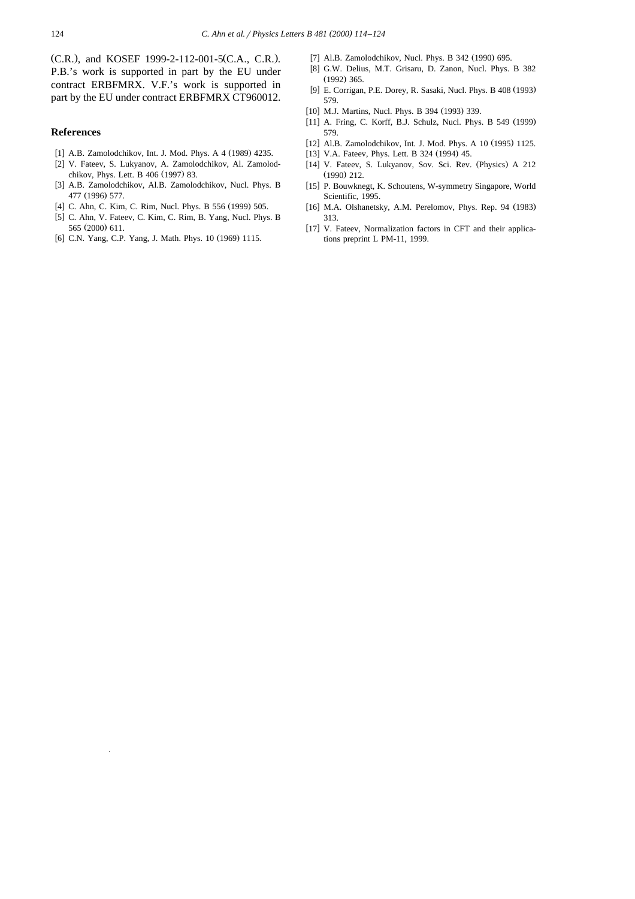(C.R.), and KOSEF 1999-2-112-001-5(C.A., C.R.). P.B.'s work is supported in part by the EU under contract ERBFMRX. V.F.'s work is supported in part by the EU under contract ERBFMRX CT960012.

## References

[1] A.B. Zamolodchikov, Int. J. Mod. Phys. A 4 (1989) 4235.

[2] V. Fateev, S. Lukyanov, A. Zamolodchikov, Al. Zamolodchikov, Phys. Lett. B 406 (1997) 83.

[3] A.B. Zamolodchikov, Al.B. Zamolodchikov, Nucl. Phys. B 477 (1996) 577.

[4] C. Ahn, C. Kim, C. Rim, Nucl. Phys. B 556 (1999) 505.

[5] C. Ahn, V. Fateev, C. Kim, C. Rim, B. Yang, Nucl. Phys. B 565 (2000) 611.

[6] C.N. Yang, C.P. Yang, J. Math. Phys. 10 (1969) 1115.

[7] Al.B. Zamolodchikov, Nucl. Phys. B 342 (1990) 695.

[8] G.W. Delius, M.T. Grisaru, D. Zanon, Nucl. Phys. B 382 (1992) 365.

[9] E. Corrigan, P.E. Dorey, R. Sasaki, Nucl. Phys. B 408 (1993) 579.

[10] M.J. Martins, Nucl. Phys. B 394 (1993) 339.

[11] A. Fring, C. Korff, B.J. Schulz, Nucl. Phys. B 549 (1999) 579.

[12] Al.B. Zamolodchikov, Int. J. Mod. Phys. A 10 (1995) 1125.

[13] V.A. Fateev, Phys. Lett. B 324 (1994) 45.

[14] V. Fateev, S. Lukyanov, Sov. Sci. Rev. (Physics) A 212 (1990) 212.

[15] P. Bouwknegt, K. Schoutens, W-symmetry Singapore, World Scientific, 1995.

[16] M.A. Olshanetsky, A.M. Perelomov, Phys. Rep. 94 (1983) 313.

[17] V. Fateev, Normalization factors in CFT and their applications preprint L PM-11, 1999.